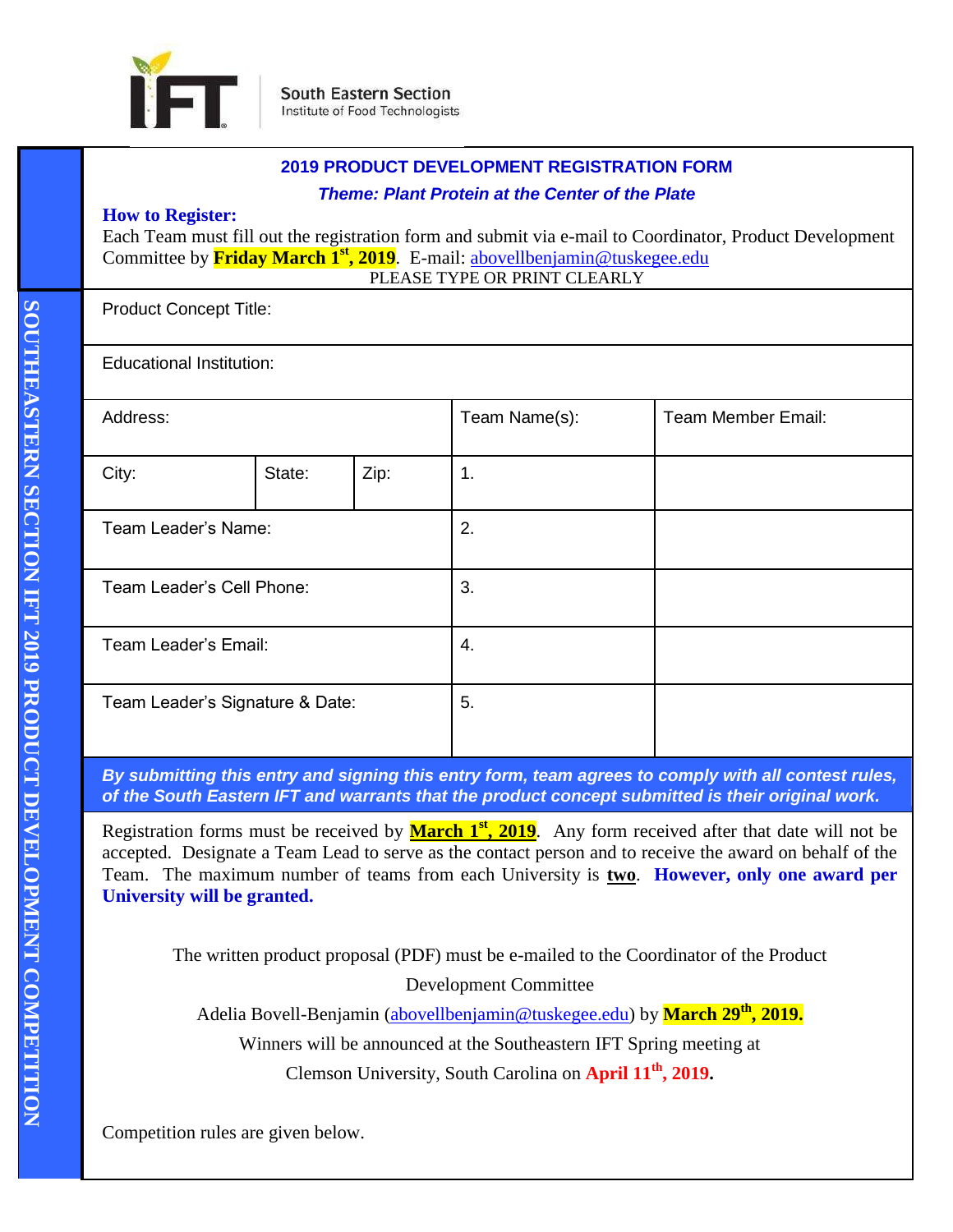South Eastern Section
Institute of Food Technologists

SOUTHEASTERN SECTION IFT 2019 PRODUCT DEVELOPMENT COMPETITION

## 2019 PRODUCT DEVELOPMENT REGISTRATION FORM

***Theme: Plant Protein at the Center of the Plate***

**How to Register:**

Each Team must fill out the registration form and submit via e-mail to Coordinator, Product Development Committee by **Friday March 1st, 2019**. E-mail: abovellbenjamin@tuskegee.edu

PLEASE TYPE OR PRINT CLEARLY

| Product Concept Title: | | | | |
|---|---|---|---|---|
| Educational Institution: | | | | |
| Address: | | | Team Name(s): | Team Member Email: |
| City: | State: | Zip: | 1. | |
| Team Leader's Name: | | | 2. | |
| Team Leader's Cell Phone: | | | 3. | |
| Team Leader's Email: | | | 4. | |
| Team Leader's Signature & Date: | | | 5. | |

***By submitting this entry and signing this entry form, team agrees to comply with all contest rules, of the South Eastern IFT and warrants that the product concept submitted is their original work.***

Registration forms must be received by **March 1st, 2019**. Any form received after that date will not be accepted. Designate a Team Lead to serve as the contact person and to receive the award on behalf of the Team. The maximum number of teams from each University is **two**. **However, only one award per University will be granted.**

The written product proposal (PDF) must be e-mailed to the Coordinator of the Product Development Committee

Adelia Bovell-Benjamin (abovellbenjamin@tuskegee.edu) by **March 29th, 2019.**

Winners will be announced at the Southeastern IFT Spring meeting at Clemson University, South Carolina on **April 11th, 2019.**

Competition rules are given below.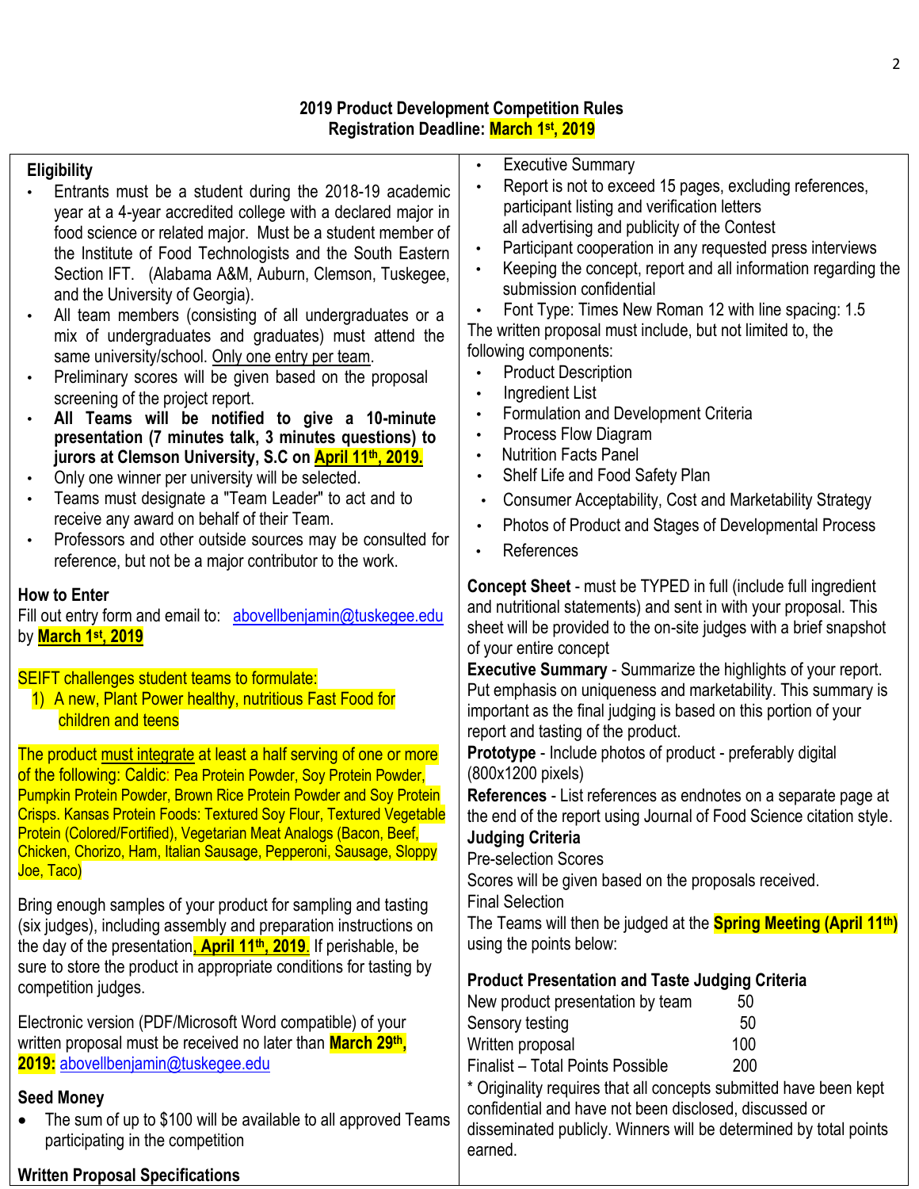# 2019 Product Development Competition Rules

**Registration Deadline: March 1st, 2019**

## Eligibility

- Entrants must be a student during the 2018-19 academic year at a 4-year accredited college with a declared major in food science or related major. Must be a student member of the Institute of Food Technologists and the South Eastern Section IFT. (Alabama A&M, Auburn, Clemson, Tuskegee, and the University of Georgia).
- All team members (consisting of all undergraduates or a mix of undergraduates and graduates) must attend the same university/school. Only one entry per team.
- Preliminary scores will be given based on the proposal screening of the project report.
- **All Teams will be notified to give a 10-minute presentation (7 minutes talk, 3 minutes questions) to jurors at Clemson University, S.C on April 11th, 2019.**
- Only one winner per university will be selected.
- Teams must designate a "Team Leader" to act and to receive any award on behalf of their Team.
- Professors and other outside sources may be consulted for reference, but not be a major contributor to the work.

## How to Enter

Fill out entry form and email to: abovellbenjamin@tuskegee.edu by **March 1st, 2019**

SEIFT challenges student teams to formulate:

1) A new, Plant Power healthy, nutritious Fast Food for children and teens

The product must integrate at least a half serving of one or more of the following: Caldic: Pea Protein Powder, Soy Protein Powder, Pumpkin Protein Powder, Brown Rice Protein Powder and Soy Protein Crisps. Kansas Protein Foods: Textured Soy Flour, Textured Vegetable Protein (Colored/Fortified), Vegetarian Meat Analogs (Bacon, Beef, Chicken, Chorizo, Ham, Italian Sausage, Pepperoni, Sausage, Sloppy Joe, Taco)

Bring enough samples of your product for sampling and tasting (six judges), including assembly and preparation instructions on the day of the presentation, **April 11th, 2019**. If perishable, be sure to store the product in appropriate conditions for tasting by competition judges.

Electronic version (PDF/Microsoft Word compatible) of your written proposal must be received no later than **March 29th, 2019:** abovellbenjamin@tuskegee.edu

## Seed Money

- The sum of up to $100 will be available to all approved Teams participating in the competition

## Written Proposal Specifications

- Executive Summary
- Report is not to exceed 15 pages, excluding references, participant listing and verification letters all advertising and publicity of the Contest
- Participant cooperation in any requested press interviews
- Keeping the concept, report and all information regarding the submission confidential
- Font Type: Times New Roman 12 with line spacing: 1.5

The written proposal must include, but not limited to, the following components:

- Product Description
- Ingredient List
- Formulation and Development Criteria
- Process Flow Diagram
- Nutrition Facts Panel
- Shelf Life and Food Safety Plan
- Consumer Acceptability, Cost and Marketability Strategy
- Photos of Product and Stages of Developmental Process
- References

**Concept Sheet** - must be TYPED in full (include full ingredient and nutritional statements) and sent in with your proposal. This sheet will be provided to the on-site judges with a brief snapshot of your entire concept

**Executive Summary** - Summarize the highlights of your report. Put emphasis on uniqueness and marketability. This summary is important as the final judging is based on this portion of your report and tasting of the product.

**Prototype** - Include photos of product - preferably digital (800x1200 pixels)

**References** - List references as endnotes on a separate page at the end of the report using Journal of Food Science citation style.

## Judging Criteria

Pre-selection Scores

Scores will be given based on the proposals received.

Final Selection

The Teams will then be judged at the **Spring Meeting (April 11th)** using the points below:

**Product Presentation and Taste Judging Criteria**

| | |
|---|---|
| New product presentation by team | 50 |
| Sensory testing | 50 |
| Written proposal | 100 |
| Finalist – Total Points Possible | 200 |

\* Originality requires that all concepts submitted have been kept confidential and have not been disclosed, discussed or disseminated publicly. Winners will be determined by total points earned.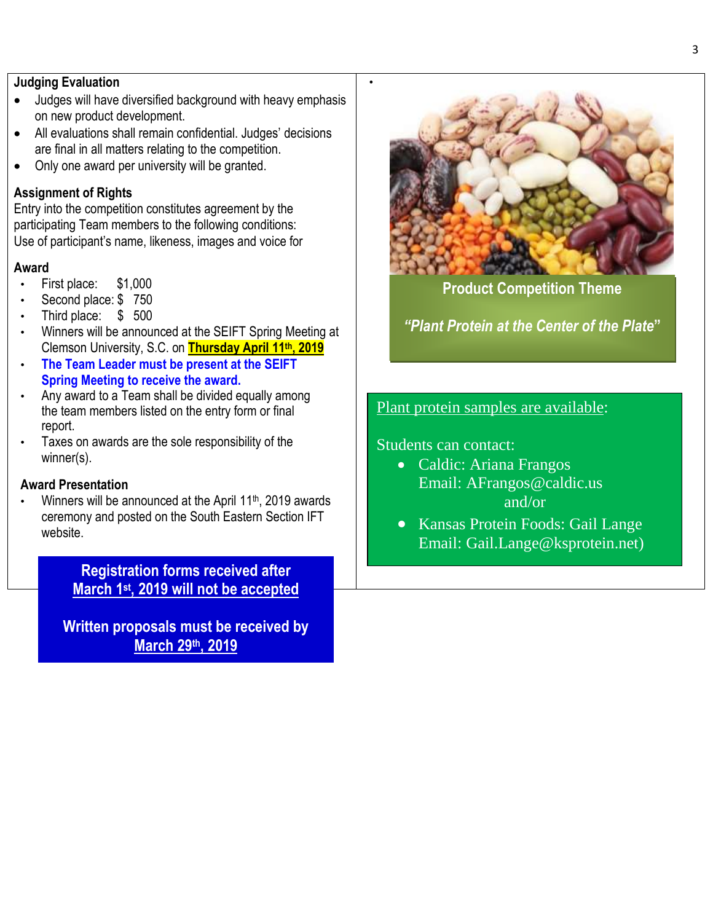**Judging Evaluation**

- Judges will have diversified background with heavy emphasis on new product development.
- All evaluations shall remain confidential. Judges' decisions are final in all matters relating to the competition.
- Only one award per university will be granted.

**Assignment of Rights**

Entry into the competition constitutes agreement by the participating Team members to the following conditions: Use of participant's name, likeness, images and voice for

**Award**

- First place: $1,000
- Second place: $ 750
- Third place: $ 500
- Winners will be announced at the SEIFT Spring Meeting at Clemson University, S.C. on **Thursday April 11th, 2019**
- **The Team Leader must be present at the SEIFT Spring Meeting to receive the award.**
- Any award to a Team shall be divided equally among the team members listed on the entry form or final report.
- Taxes on awards are the sole responsibility of the winner(s).

**Award Presentation**

- Winners will be announced at the April 11th, 2019 awards ceremony and posted on the South Eastern Section IFT website.

**Registration forms received after March 1st, 2019 will not be accepted**

**Written proposals must be received by March 29th, 2019**

**Product Competition Theme**

***"Plant Protein at the Center of the Plate"***

Plant protein samples are available:

Students can contact:

- Caldic: Ariana Frangos
  Email: AFrangos@caldic.us
  and/or
- Kansas Protein Foods: Gail Lange
  Email: Gail.Lange@ksprotein.net)